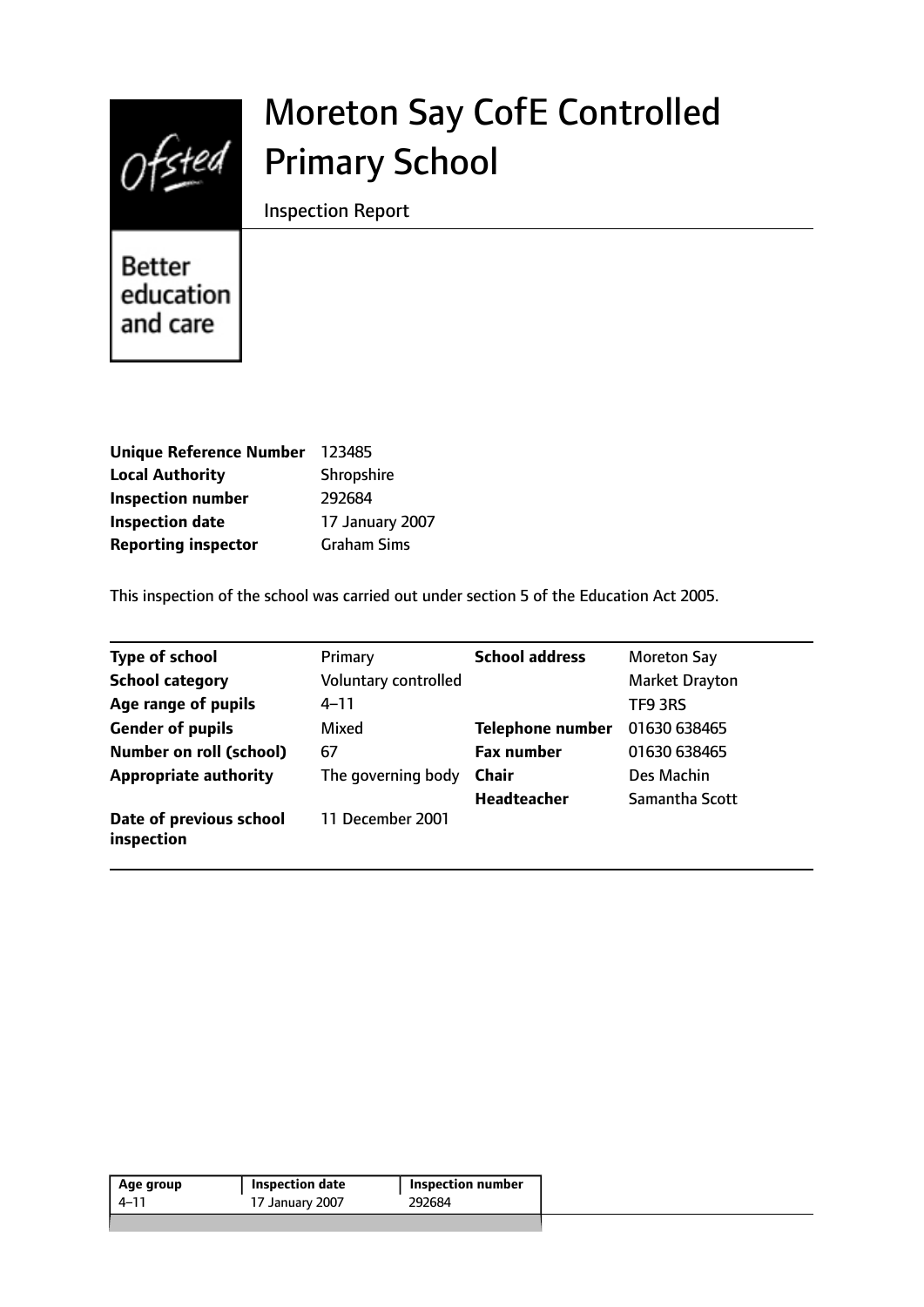# Moreton Say CofE Controlled Primary School

Inspection Report

Better education and care

| | |
|---|---|
| **Unique Reference Number** | 123485 |
| **Local Authority** | Shropshire |
| **Inspection number** | 292684 |
| **Inspection date** | 17 January 2007 |
| **Reporting inspector** | Graham Sims |

This inspection of the school was carried out under section 5 of the Education Act 2005.

| | | | |
|---|---|---|---|
| **Type of school** | Primary | **School address** | Moreton Say |
| **School category** | Voluntary controlled | | Market Drayton |
| **Age range of pupils** | 4–11 | | TF9 3RS |
| **Gender of pupils** | Mixed | **Telephone number** | 01630 638465 |
| **Number on roll (school)** | 67 | **Fax number** | 01630 638465 |
| **Appropriate authority** | The governing body | **Chair** | Des Machin |
| | | **Headteacher** | Samantha Scott |
| **Date of previous school inspection** | 11 December 2001 | | |

| Age group | Inspection date | Inspection number |
|---|---|---|
| 4–11 | 17 January 2007 | 292684 |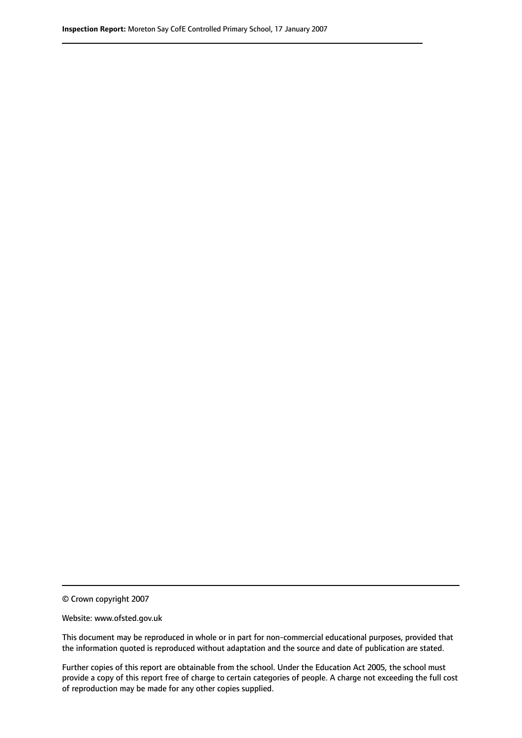© Crown copyright 2007

Website: www.ofsted.gov.uk

This document may be reproduced in whole or in part for non-commercial educational purposes, provided that the information quoted is reproduced without adaptation and the source and date of publication are stated.

Further copies of this report are obtainable from the school. Under the Education Act 2005, the school must provide a copy of this report free of charge to certain categories of people. A charge not exceeding the full cost of reproduction may be made for any other copies supplied.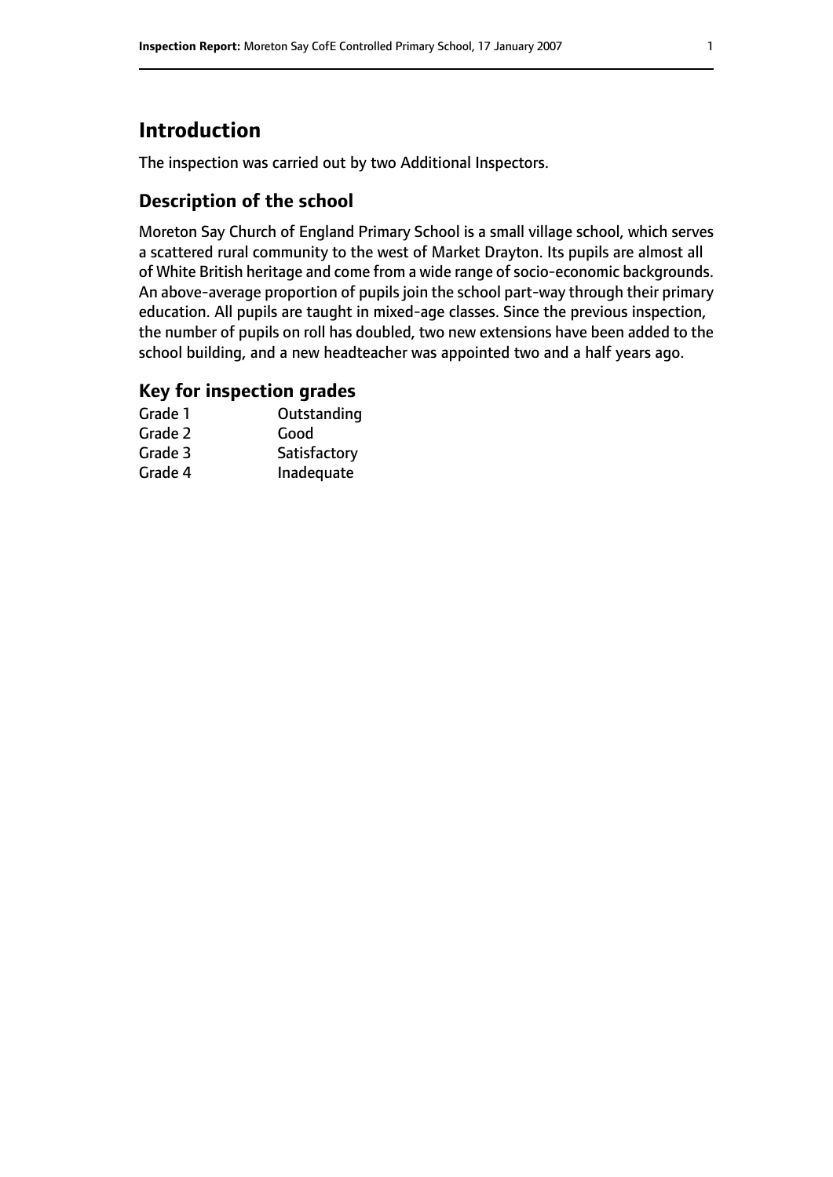# Introduction

The inspection was carried out by two Additional Inspectors.

## Description of the school

Moreton Say Church of England Primary School is a small village school, which serves a scattered rural community to the west of Market Drayton. Its pupils are almost all of White British heritage and come from a wide range of socio-economic backgrounds. An above-average proportion of pupils join the school part-way through their primary education. All pupils are taught in mixed-age classes. Since the previous inspection, the number of pupils on roll has doubled, two new extensions have been added to the school building, and a new headteacher was appointed two and a half years ago.

## Key for inspection grades

| | |
|---|---|
| Grade 1 | Outstanding |
| Grade 2 | Good |
| Grade 3 | Satisfactory |
| Grade 4 | Inadequate |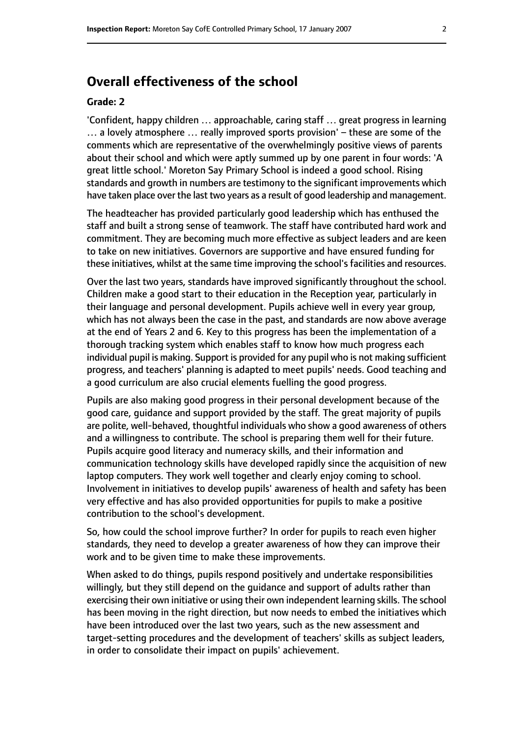# Overall effectiveness of the school

#### Grade: 2

'Confident, happy children … approachable, caring staff … great progress in learning … a lovely atmosphere … really improved sports provision' – these are some of the comments which are representative of the overwhelmingly positive views of parents about their school and which were aptly summed up by one parent in four words: 'A great little school.' Moreton Say Primary School is indeed a good school. Rising standards and growth in numbers are testimony to the significant improvements which have taken place over the last two years as a result of good leadership and management.

The headteacher has provided particularly good leadership which has enthused the staff and built a strong sense of teamwork. The staff have contributed hard work and commitment. They are becoming much more effective as subject leaders and are keen to take on new initiatives. Governors are supportive and have ensured funding for these initiatives, whilst at the same time improving the school's facilities and resources.

Over the last two years, standards have improved significantly throughout the school. Children make a good start to their education in the Reception year, particularly in their language and personal development. Pupils achieve well in every year group, which has not always been the case in the past, and standards are now above average at the end of Years 2 and 6. Key to this progress has been the implementation of a thorough tracking system which enables staff to know how much progress each individual pupil is making. Support is provided for any pupil who is not making sufficient progress, and teachers' planning is adapted to meet pupils' needs. Good teaching and a good curriculum are also crucial elements fuelling the good progress.

Pupils are also making good progress in their personal development because of the good care, guidance and support provided by the staff. The great majority of pupils are polite, well-behaved, thoughtful individuals who show a good awareness of others and a willingness to contribute. The school is preparing them well for their future. Pupils acquire good literacy and numeracy skills, and their information and communication technology skills have developed rapidly since the acquisition of new laptop computers. They work well together and clearly enjoy coming to school. Involvement in initiatives to develop pupils' awareness of health and safety has been very effective and has also provided opportunities for pupils to make a positive contribution to the school's development.

So, how could the school improve further? In order for pupils to reach even higher standards, they need to develop a greater awareness of how they can improve their work and to be given time to make these improvements.

When asked to do things, pupils respond positively and undertake responsibilities willingly, but they still depend on the guidance and support of adults rather than exercising their own initiative or using their own independent learning skills. The school has been moving in the right direction, but now needs to embed the initiatives which have been introduced over the last two years, such as the new assessment and target-setting procedures and the development of teachers' skills as subject leaders, in order to consolidate their impact on pupils' achievement.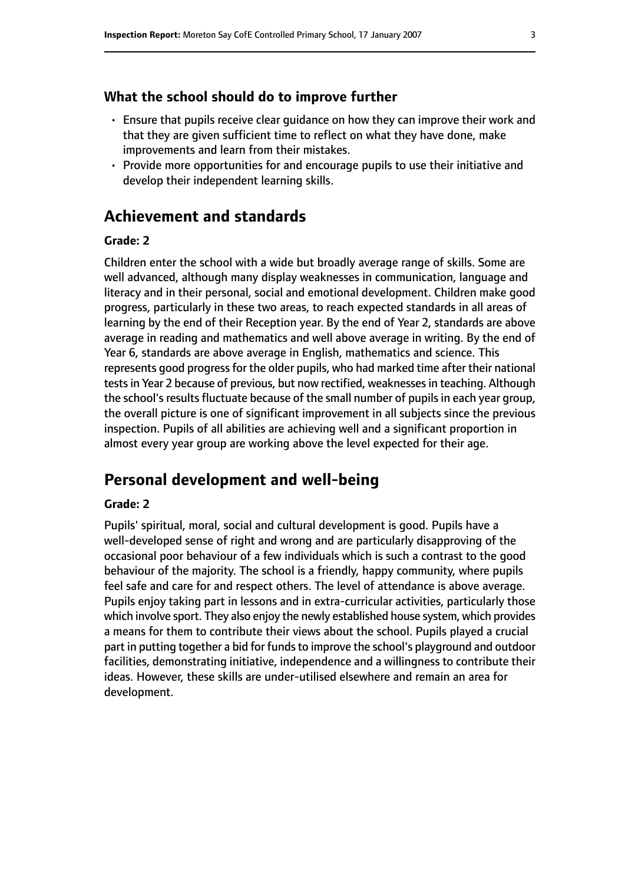### What the school should do to improve further

- Ensure that pupils receive clear guidance on how they can improve their work and that they are given sufficient time to reflect on what they have done, make improvements and learn from their mistakes.
- Provide more opportunities for and encourage pupils to use their initiative and develop their independent learning skills.

## Achievement and standards

**Grade: 2**

Children enter the school with a wide but broadly average range of skills. Some are well advanced, although many display weaknesses in communication, language and literacy and in their personal, social and emotional development. Children make good progress, particularly in these two areas, to reach expected standards in all areas of learning by the end of their Reception year. By the end of Year 2, standards are above average in reading and mathematics and well above average in writing. By the end of Year 6, standards are above average in English, mathematics and science. This represents good progress for the older pupils, who had marked time after their national tests in Year 2 because of previous, but now rectified, weaknesses in teaching. Although the school's results fluctuate because of the small number of pupils in each year group, the overall picture is one of significant improvement in all subjects since the previous inspection. Pupils of all abilities are achieving well and a significant proportion in almost every year group are working above the level expected for their age.

## Personal development and well-being

**Grade: 2**

Pupils' spiritual, moral, social and cultural development is good. Pupils have a well-developed sense of right and wrong and are particularly disapproving of the occasional poor behaviour of a few individuals which is such a contrast to the good behaviour of the majority. The school is a friendly, happy community, where pupils feel safe and care for and respect others. The level of attendance is above average. Pupils enjoy taking part in lessons and in extra-curricular activities, particularly those which involve sport. They also enjoy the newly established house system, which provides a means for them to contribute their views about the school. Pupils played a crucial part in putting together a bid for funds to improve the school's playground and outdoor facilities, demonstrating initiative, independence and a willingness to contribute their ideas. However, these skills are under-utilised elsewhere and remain an area for development.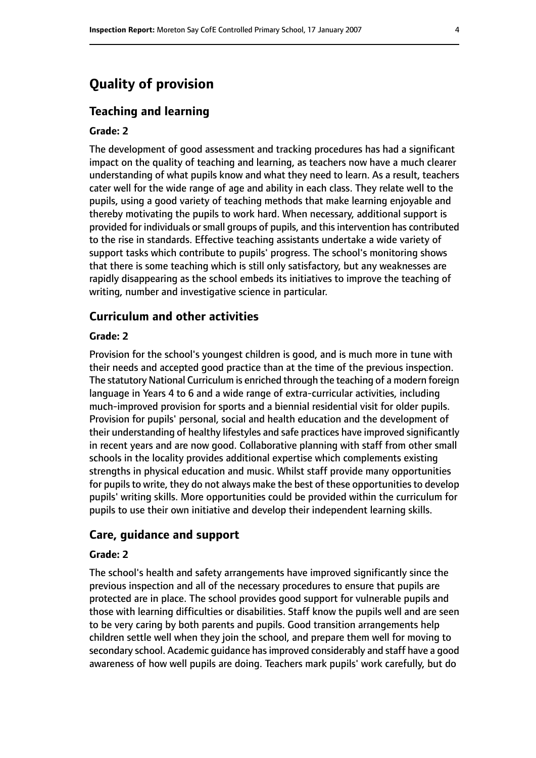## Quality of provision

### Teaching and learning

#### Grade: 2

The development of good assessment and tracking procedures has had a significant impact on the quality of teaching and learning, as teachers now have a much clearer understanding of what pupils know and what they need to learn. As a result, teachers cater well for the wide range of age and ability in each class. They relate well to the pupils, using a good variety of teaching methods that make learning enjoyable and thereby motivating the pupils to work hard. When necessary, additional support is provided for individuals or small groups of pupils, and this intervention has contributed to the rise in standards. Effective teaching assistants undertake a wide variety of support tasks which contribute to pupils' progress. The school's monitoring shows that there is some teaching which is still only satisfactory, but any weaknesses are rapidly disappearing as the school embeds its initiatives to improve the teaching of writing, number and investigative science in particular.

### Curriculum and other activities

#### Grade: 2

Provision for the school's youngest children is good, and is much more in tune with their needs and accepted good practice than at the time of the previous inspection. The statutory National Curriculum is enriched through the teaching of a modern foreign language in Years 4 to 6 and a wide range of extra-curricular activities, including much-improved provision for sports and a biennial residential visit for older pupils. Provision for pupils' personal, social and health education and the development of their understanding of healthy lifestyles and safe practices have improved significantly in recent years and are now good. Collaborative planning with staff from other small schools in the locality provides additional expertise which complements existing strengths in physical education and music. Whilst staff provide many opportunities for pupils to write, they do not always make the best of these opportunities to develop pupils' writing skills. More opportunities could be provided within the curriculum for pupils to use their own initiative and develop their independent learning skills.

### Care, guidance and support

#### Grade: 2

The school's health and safety arrangements have improved significantly since the previous inspection and all of the necessary procedures to ensure that pupils are protected are in place. The school provides good support for vulnerable pupils and those with learning difficulties or disabilities. Staff know the pupils well and are seen to be very caring by both parents and pupils. Good transition arrangements help children settle well when they join the school, and prepare them well for moving to secondary school. Academic guidance has improved considerably and staff have a good awareness of how well pupils are doing. Teachers mark pupils' work carefully, but do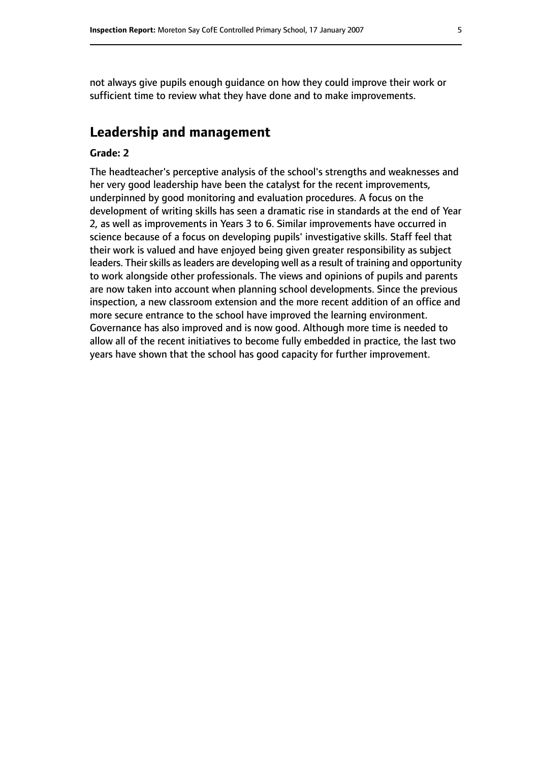not always give pupils enough guidance on how they could improve their work or sufficient time to review what they have done and to make improvements.

## Leadership and management

**Grade: 2**

The headteacher's perceptive analysis of the school's strengths and weaknesses and her very good leadership have been the catalyst for the recent improvements, underpinned by good monitoring and evaluation procedures. A focus on the development of writing skills has seen a dramatic rise in standards at the end of Year 2, as well as improvements in Years 3 to 6. Similar improvements have occurred in science because of a focus on developing pupils' investigative skills. Staff feel that their work is valued and have enjoyed being given greater responsibility as subject leaders. Their skills as leaders are developing well as a result of training and opportunity to work alongside other professionals. The views and opinions of pupils and parents are now taken into account when planning school developments. Since the previous inspection, a new classroom extension and the more recent addition of an office and more secure entrance to the school have improved the learning environment. Governance has also improved and is now good. Although more time is needed to allow all of the recent initiatives to become fully embedded in practice, the last two years have shown that the school has good capacity for further improvement.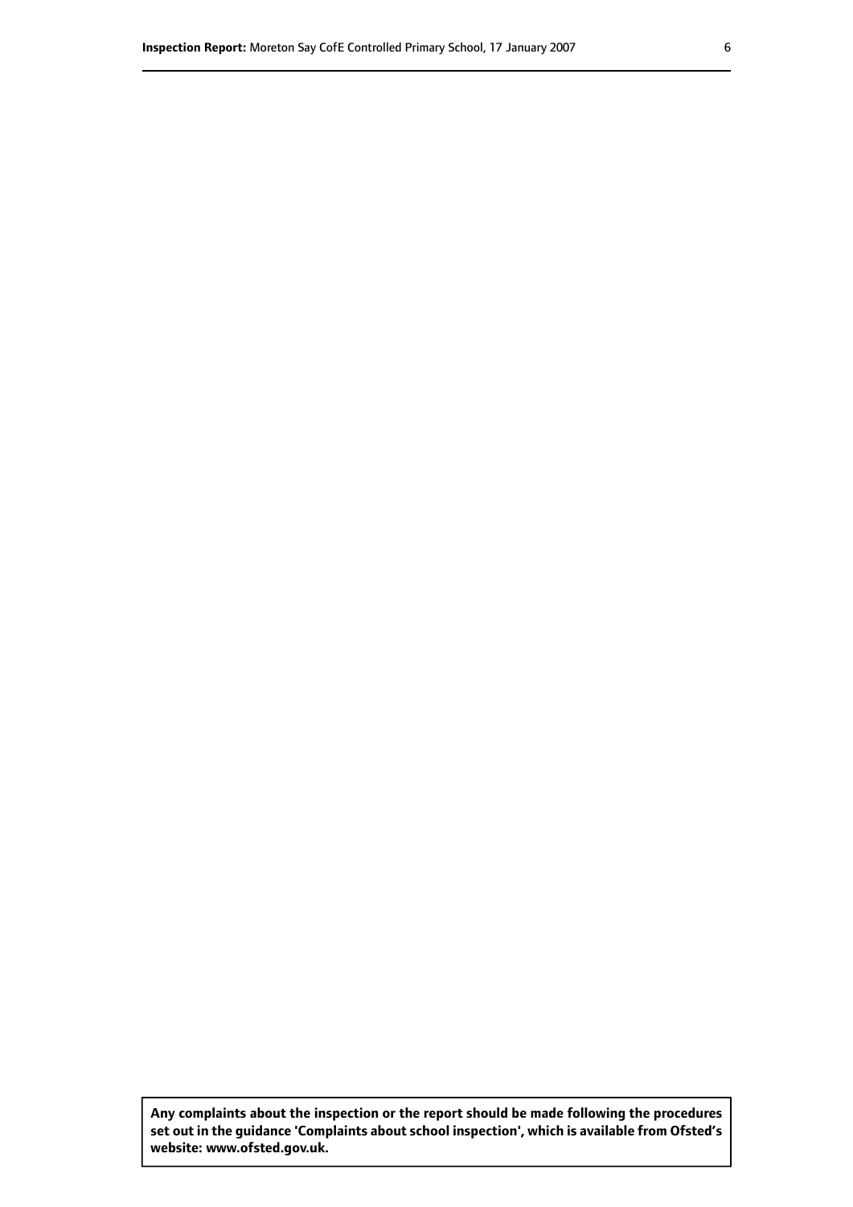**Any complaints about the inspection or the report should be made following the procedures set out in the guidance 'Complaints about school inspection', which is available from Ofsted's website: www.ofsted.gov.uk.**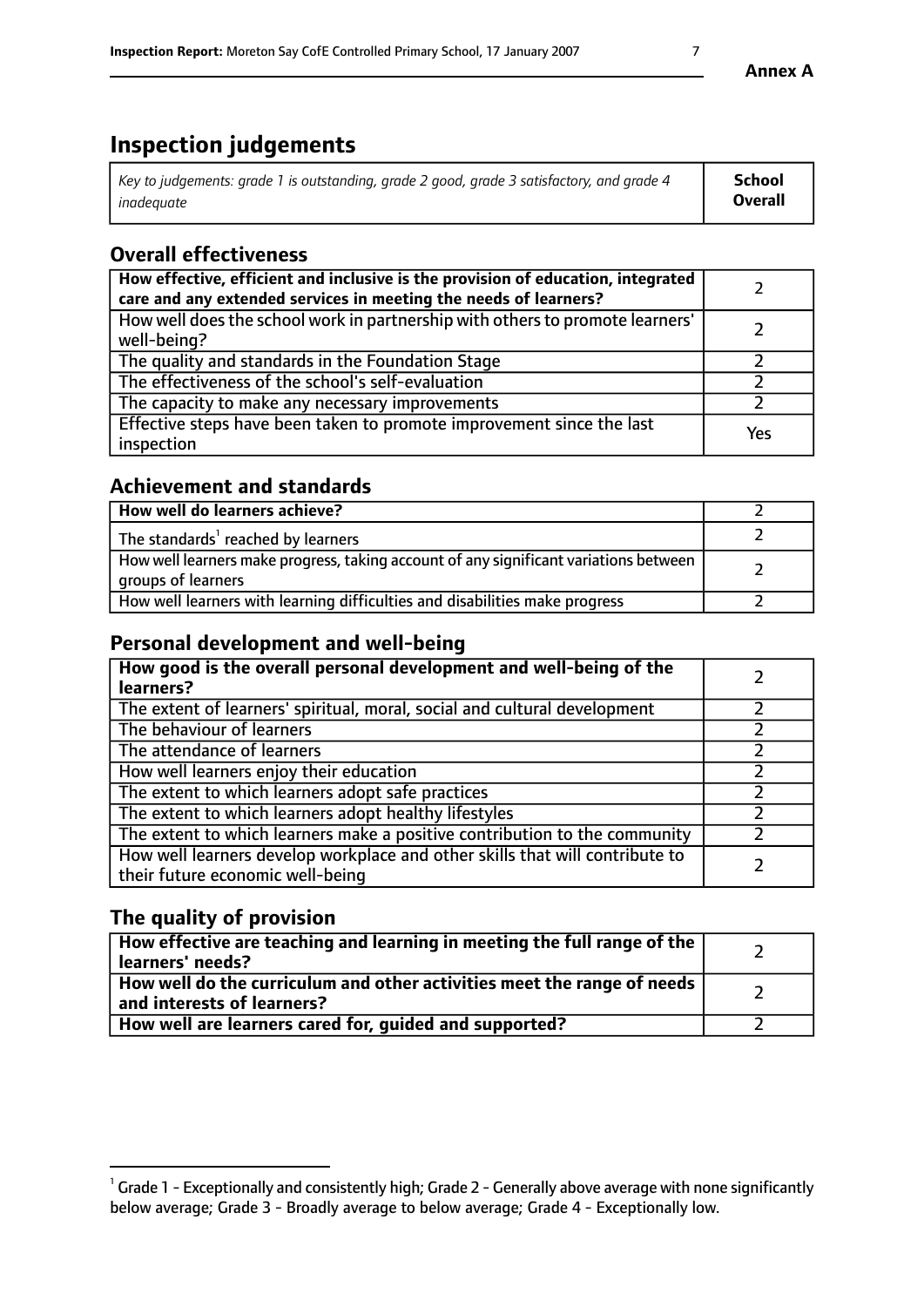# Inspection judgements

| *Key to judgements: grade 1 is outstanding, grade 2 good, grade 3 satisfactory, and grade 4 inadequate* | **School Overall** |
| --- | --- |

## Overall effectiveness

| | |
| --- | --- |
| **How effective, efficient and inclusive is the provision of education, integrated care and any extended services in meeting the needs of learners?** | 2 |
| How well does the school work in partnership with others to promote learners' well-being? | 2 |
| The quality and standards in the Foundation Stage | 2 |
| The effectiveness of the school's self-evaluation | 2 |
| The capacity to make any necessary improvements | 2 |
| Effective steps have been taken to promote improvement since the last inspection | Yes |

## Achievement and standards

| | |
| --- | --- |
| **How well do learners achieve?** | 2 |
| The standards[1] reached by learners | 2 |
| How well learners make progress, taking account of any significant variations between groups of learners | 2 |
| How well learners with learning difficulties and disabilities make progress | 2 |

## Personal development and well-being

| | |
| --- | --- |
| **How good is the overall personal development and well-being of the learners?** | 2 |
| The extent of learners' spiritual, moral, social and cultural development | 2 |
| The behaviour of learners | 2 |
| The attendance of learners | 2 |
| How well learners enjoy their education | 2 |
| The extent to which learners adopt safe practices | 2 |
| The extent to which learners adopt healthy lifestyles | 2 |
| The extent to which learners make a positive contribution to the community | 2 |
| How well learners develop workplace and other skills that will contribute to their future economic well-being | 2 |

## The quality of provision

| | |
| --- | --- |
| **How effective are teaching and learning in meeting the full range of the learners' needs?** | 2 |
| **How well do the curriculum and other activities meet the range of needs and interests of learners?** | 2 |
| **How well are learners cared for, guided and supported?** | 2 |

[1] Grade 1 - Exceptionally and consistently high; Grade 2 - Generally above average with none significantly below average; Grade 3 - Broadly average to below average; Grade 4 - Exceptionally low.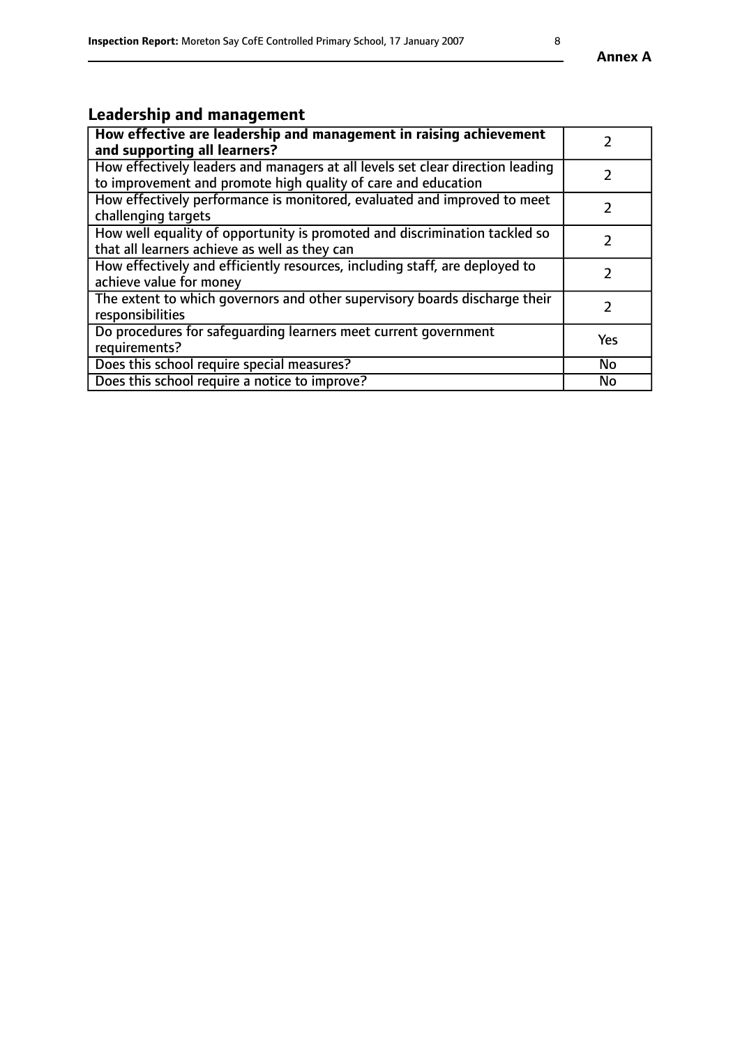## Leadership and management

| **How effective are leadership and management in raising achievement and supporting all learners?** | 2 |
|---|---|
| How effectively leaders and managers at all levels set clear direction leading to improvement and promote high quality of care and education | 2 |
| How effectively performance is monitored, evaluated and improved to meet challenging targets | 2 |
| How well equality of opportunity is promoted and discrimination tackled so that all learners achieve as well as they can | 2 |
| How effectively and efficiently resources, including staff, are deployed to achieve value for money | 2 |
| The extent to which governors and other supervisory boards discharge their responsibilities | 2 |
| Do procedures for safeguarding learners meet current government requirements? | Yes |
| Does this school require special measures? | No |
| Does this school require a notice to improve? | No |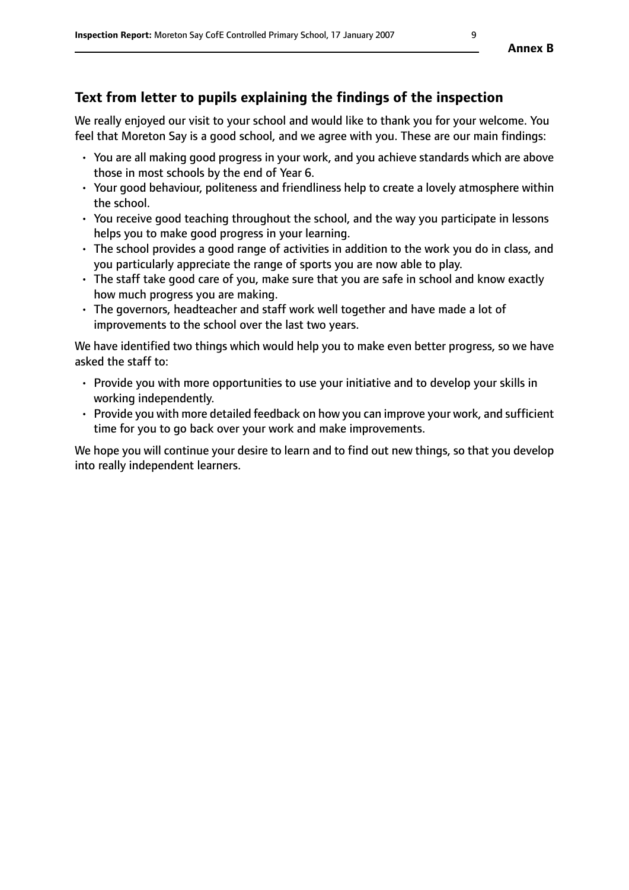## Text from letter to pupils explaining the findings of the inspection

We really enjoyed our visit to your school and would like to thank you for your welcome. You feel that Moreton Say is a good school, and we agree with you. These are our main findings:

- You are all making good progress in your work, and you achieve standards which are above those in most schools by the end of Year 6.
- Your good behaviour, politeness and friendliness help to create a lovely atmosphere within the school.
- You receive good teaching throughout the school, and the way you participate in lessons helps you to make good progress in your learning.
- The school provides a good range of activities in addition to the work you do in class, and you particularly appreciate the range of sports you are now able to play.
- The staff take good care of you, make sure that you are safe in school and know exactly how much progress you are making.
- The governors, headteacher and staff work well together and have made a lot of improvements to the school over the last two years.

We have identified two things which would help you to make even better progress, so we have asked the staff to:

- Provide you with more opportunities to use your initiative and to develop your skills in working independently.
- Provide you with more detailed feedback on how you can improve your work, and sufficient time for you to go back over your work and make improvements.

We hope you will continue your desire to learn and to find out new things, so that you develop into really independent learners.